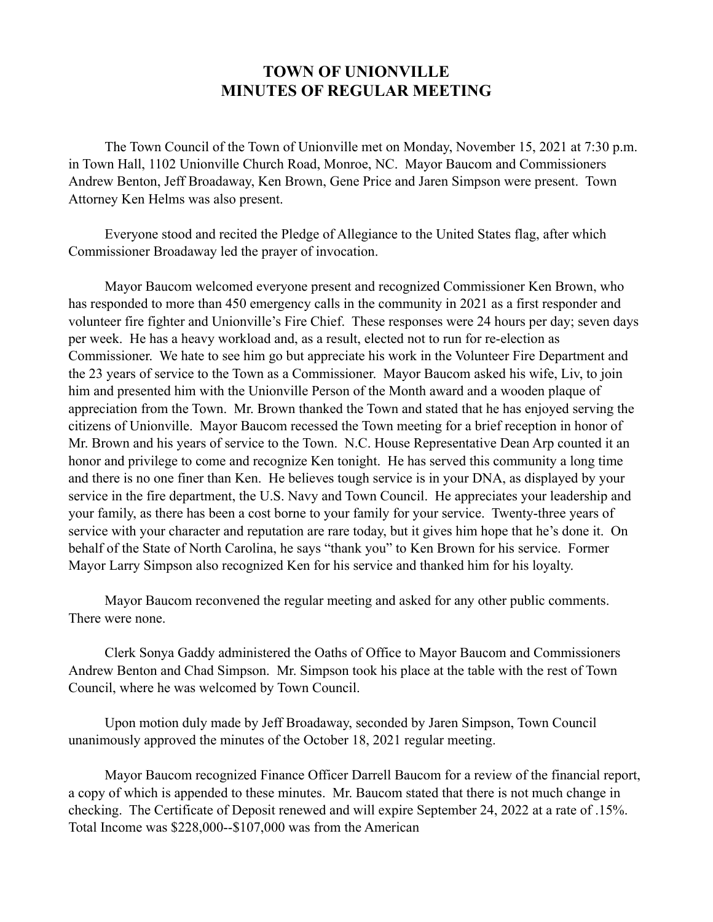# TOWN OF UNIONVILLE
# MINUTES OF REGULAR MEETING

The Town Council of the Town of Unionville met on Monday, November 15, 2021 at 7:30 p.m. in Town Hall, 1102 Unionville Church Road, Monroe, NC. Mayor Baucom and Commissioners Andrew Benton, Jeff Broadaway, Ken Brown, Gene Price and Jaren Simpson were present. Town Attorney Ken Helms was also present.

Everyone stood and recited the Pledge of Allegiance to the United States flag, after which Commissioner Broadaway led the prayer of invocation.

Mayor Baucom welcomed everyone present and recognized Commissioner Ken Brown, who has responded to more than 450 emergency calls in the community in 2021 as a first responder and volunteer fire fighter and Unionville's Fire Chief. These responses were 24 hours per day; seven days per week. He has a heavy workload and, as a result, elected not to run for re-election as Commissioner. We hate to see him go but appreciate his work in the Volunteer Fire Department and the 23 years of service to the Town as a Commissioner. Mayor Baucom asked his wife, Liv, to join him and presented him with the Unionville Person of the Month award and a wooden plaque of appreciation from the Town. Mr. Brown thanked the Town and stated that he has enjoyed serving the citizens of Unionville. Mayor Baucom recessed the Town meeting for a brief reception in honor of Mr. Brown and his years of service to the Town. N.C. House Representative Dean Arp counted it an honor and privilege to come and recognize Ken tonight. He has served this community a long time and there is no one finer than Ken. He believes tough service is in your DNA, as displayed by your service in the fire department, the U.S. Navy and Town Council. He appreciates your leadership and your family, as there has been a cost borne to your family for your service. Twenty-three years of service with your character and reputation are rare today, but it gives him hope that he's done it. On behalf of the State of North Carolina, he says "thank you" to Ken Brown for his service. Former Mayor Larry Simpson also recognized Ken for his service and thanked him for his loyalty.

Mayor Baucom reconvened the regular meeting and asked for any other public comments. There were none.

Clerk Sonya Gaddy administered the Oaths of Office to Mayor Baucom and Commissioners Andrew Benton and Chad Simpson. Mr. Simpson took his place at the table with the rest of Town Council, where he was welcomed by Town Council.

Upon motion duly made by Jeff Broadaway, seconded by Jaren Simpson, Town Council unanimously approved the minutes of the October 18, 2021 regular meeting.

Mayor Baucom recognized Finance Officer Darrell Baucom for a review of the financial report, a copy of which is appended to these minutes. Mr. Baucom stated that there is not much change in checking. The Certificate of Deposit renewed and will expire September 24, 2022 at a rate of .15%. Total Income was $228,000--$107,000 was from the American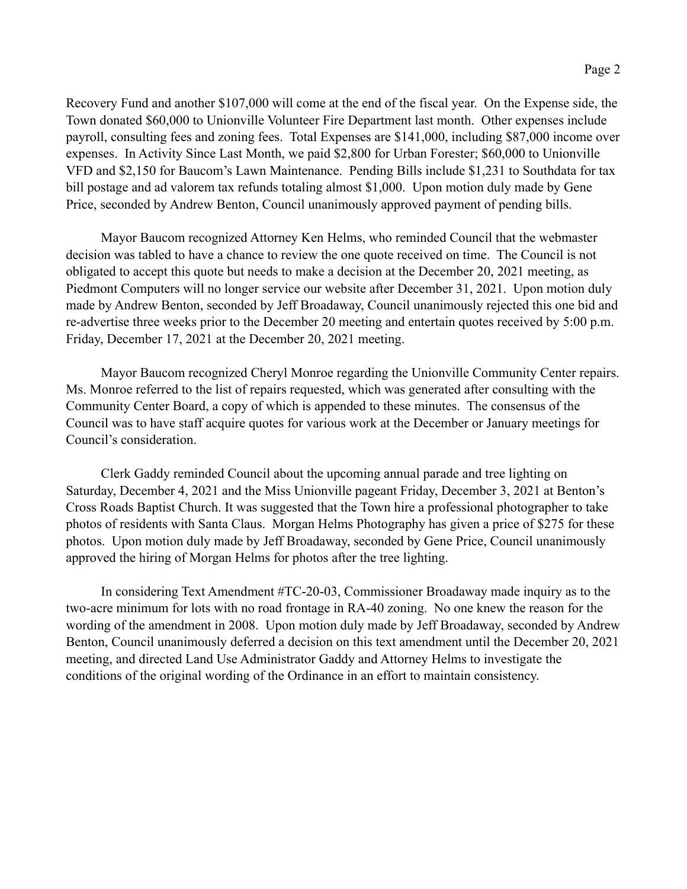Recovery Fund and another $107,000 will come at the end of the fiscal year. On the Expense side, the Town donated $60,000 to Unionville Volunteer Fire Department last month. Other expenses include payroll, consulting fees and zoning fees. Total Expenses are $141,000, including $87,000 income over expenses. In Activity Since Last Month, we paid $2,800 for Urban Forester; $60,000 to Unionville VFD and $2,150 for Baucom's Lawn Maintenance. Pending Bills include $1,231 to Southdata for tax bill postage and ad valorem tax refunds totaling almost $1,000. Upon motion duly made by Gene Price, seconded by Andrew Benton, Council unanimously approved payment of pending bills.

Mayor Baucom recognized Attorney Ken Helms, who reminded Council that the webmaster decision was tabled to have a chance to review the one quote received on time. The Council is not obligated to accept this quote but needs to make a decision at the December 20, 2021 meeting, as Piedmont Computers will no longer service our website after December 31, 2021. Upon motion duly made by Andrew Benton, seconded by Jeff Broadaway, Council unanimously rejected this one bid and re-advertise three weeks prior to the December 20 meeting and entertain quotes received by 5:00 p.m. Friday, December 17, 2021 at the December 20, 2021 meeting.

Mayor Baucom recognized Cheryl Monroe regarding the Unionville Community Center repairs. Ms. Monroe referred to the list of repairs requested, which was generated after consulting with the Community Center Board, a copy of which is appended to these minutes. The consensus of the Council was to have staff acquire quotes for various work at the December or January meetings for Council's consideration.

Clerk Gaddy reminded Council about the upcoming annual parade and tree lighting on Saturday, December 4, 2021 and the Miss Unionville pageant Friday, December 3, 2021 at Benton's Cross Roads Baptist Church. It was suggested that the Town hire a professional photographer to take photos of residents with Santa Claus. Morgan Helms Photography has given a price of $275 for these photos. Upon motion duly made by Jeff Broadaway, seconded by Gene Price, Council unanimously approved the hiring of Morgan Helms for photos after the tree lighting.

In considering Text Amendment #TC-20-03, Commissioner Broadaway made inquiry as to the two-acre minimum for lots with no road frontage in RA-40 zoning. No one knew the reason for the wording of the amendment in 2008. Upon motion duly made by Jeff Broadaway, seconded by Andrew Benton, Council unanimously deferred a decision on this text amendment until the December 20, 2021 meeting, and directed Land Use Administrator Gaddy and Attorney Helms to investigate the conditions of the original wording of the Ordinance in an effort to maintain consistency.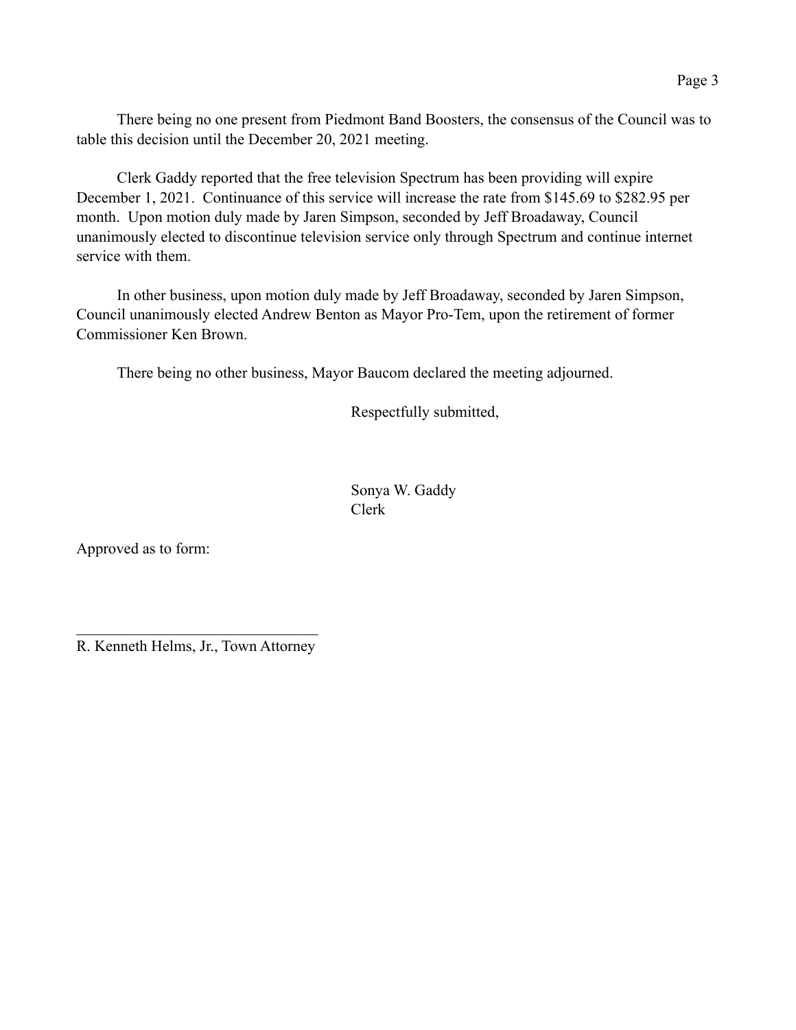There being no one present from Piedmont Band Boosters, the consensus of the Council was to table this decision until the December 20, 2021 meeting.

Clerk Gaddy reported that the free television Spectrum has been providing will expire December 1, 2021. Continuance of this service will increase the rate from $145.69 to $282.95 per month. Upon motion duly made by Jaren Simpson, seconded by Jeff Broadaway, Council unanimously elected to discontinue television service only through Spectrum and continue internet service with them.

In other business, upon motion duly made by Jeff Broadaway, seconded by Jaren Simpson, Council unanimously elected Andrew Benton as Mayor Pro-Tem, upon the retirement of former Commissioner Ken Brown.

There being no other business, Mayor Baucom declared the meeting adjourned.

Respectfully submitted,

Sonya W. Gaddy
Clerk

Approved as to form:

\_\_\_\_\_\_\_\_\_\_\_\_\_\_\_\_\_\_\_\_\_\_\_\_\_\_\_\_\_\_\_\_
R. Kenneth Helms, Jr., Town Attorney